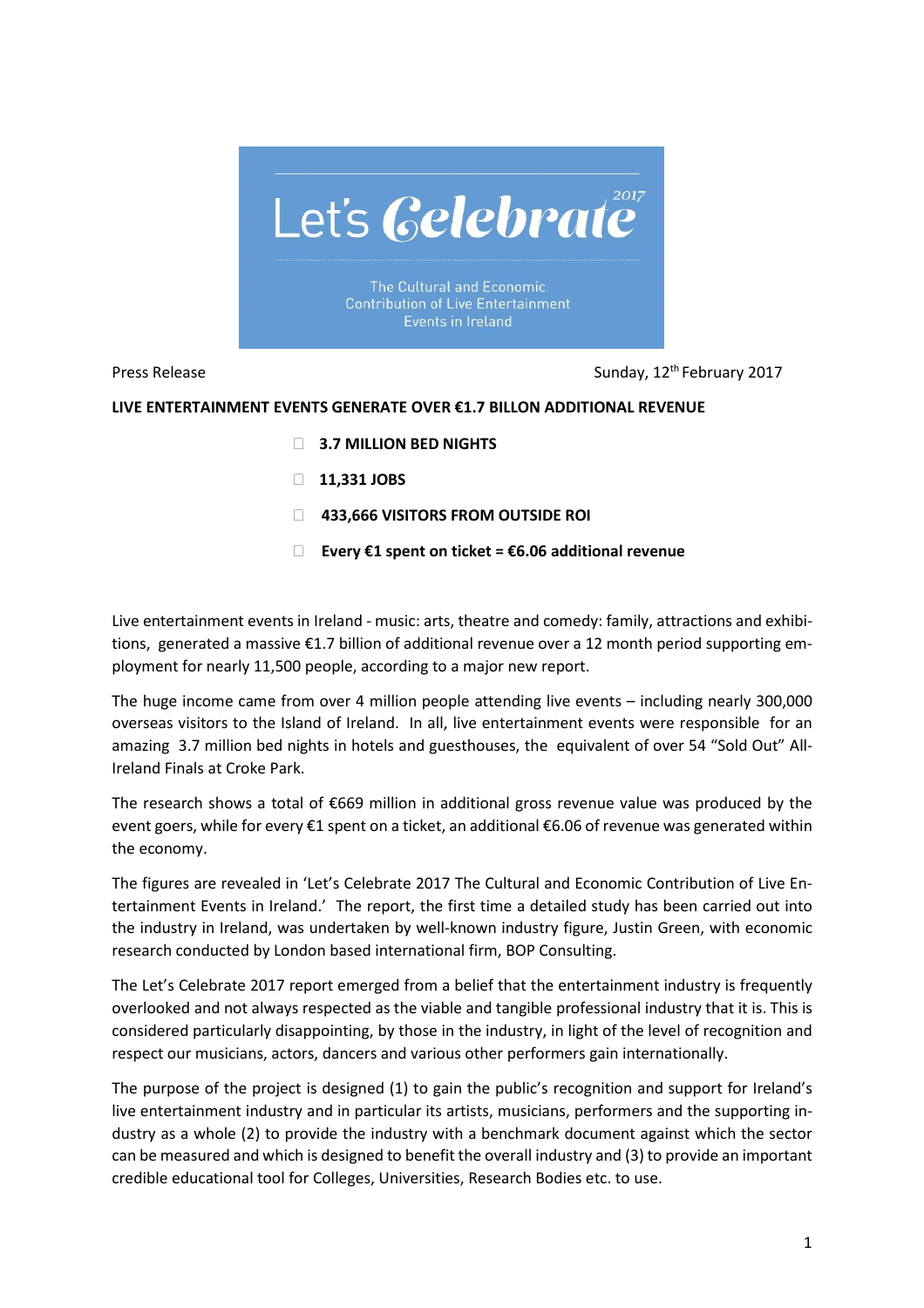Let's Celebrate 2017

The Cultural and Economic Contribution of Live Entertainment Events in Ireland

Press Release

Sunday, 12th February 2017

**LIVE ENTERTAINMENT EVENTS GENERATE OVER €1.7 BILLON ADDITIONAL REVENUE**

- **3.7 MILLION BED NIGHTS**
- **11,331 JOBS**
- **433,666 VISITORS FROM OUTSIDE ROI**
- **Every €1 spent on ticket = €6.06 additional revenue**

Live entertainment events in Ireland - music: arts, theatre and comedy: family, attractions and exhibitions, generated a massive €1.7 billion of additional revenue over a 12 month period supporting employment for nearly 11,500 people, according to a major new report.

The huge income came from over 4 million people attending live events – including nearly 300,000 overseas visitors to the Island of Ireland. In all, live entertainment events were responsible for an amazing 3.7 million bed nights in hotels and guesthouses, the equivalent of over 54 "Sold Out" All-Ireland Finals at Croke Park.

The research shows a total of €669 million in additional gross revenue value was produced by the event goers, while for every €1 spent on a ticket, an additional €6.06 of revenue was generated within the economy.

The figures are revealed in 'Let's Celebrate 2017 The Cultural and Economic Contribution of Live Entertainment Events in Ireland.' The report, the first time a detailed study has been carried out into the industry in Ireland, was undertaken by well-known industry figure, Justin Green, with economic research conducted by London based international firm, BOP Consulting.

The Let's Celebrate 2017 report emerged from a belief that the entertainment industry is frequently overlooked and not always respected as the viable and tangible professional industry that it is. This is considered particularly disappointing, by those in the industry, in light of the level of recognition and respect our musicians, actors, dancers and various other performers gain internationally.

The purpose of the project is designed (1) to gain the public's recognition and support for Ireland's live entertainment industry and in particular its artists, musicians, performers and the supporting industry as a whole (2) to provide the industry with a benchmark document against which the sector can be measured and which is designed to benefit the overall industry and (3) to provide an important credible educational tool for Colleges, Universities, Research Bodies etc. to use.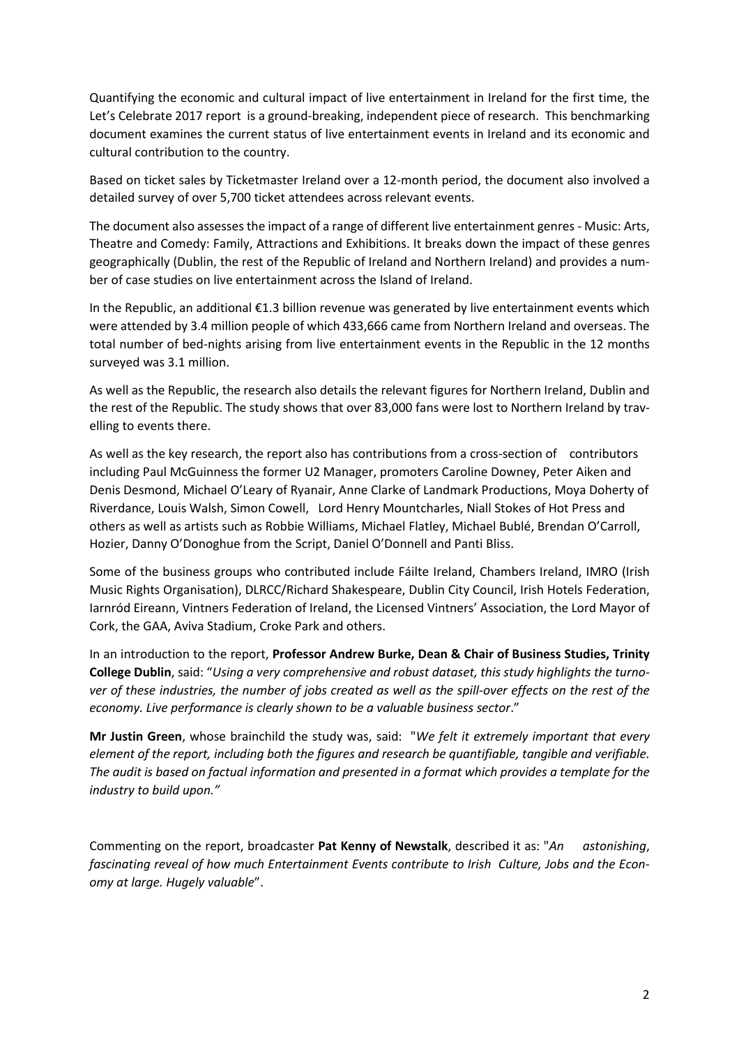Quantifying the economic and cultural impact of live entertainment in Ireland for the first time, the Let's Celebrate 2017 report is a ground-breaking, independent piece of research. This benchmarking document examines the current status of live entertainment events in Ireland and its economic and cultural contribution to the country.

Based on ticket sales by Ticketmaster Ireland over a 12-month period, the document also involved a detailed survey of over 5,700 ticket attendees across relevant events.

The document also assesses the impact of a range of different live entertainment genres - Music: Arts, Theatre and Comedy: Family, Attractions and Exhibitions. It breaks down the impact of these genres geographically (Dublin, the rest of the Republic of Ireland and Northern Ireland) and provides a number of case studies on live entertainment across the Island of Ireland.

In the Republic, an additional €1.3 billion revenue was generated by live entertainment events which were attended by 3.4 million people of which 433,666 came from Northern Ireland and overseas. The total number of bed-nights arising from live entertainment events in the Republic in the 12 months surveyed was 3.1 million.

As well as the Republic, the research also details the relevant figures for Northern Ireland, Dublin and the rest of the Republic. The study shows that over 83,000 fans were lost to Northern Ireland by travelling to events there.

As well as the key research, the report also has contributions from a cross-section of contributors including Paul McGuinness the former U2 Manager, promoters Caroline Downey, Peter Aiken and Denis Desmond, Michael O'Leary of Ryanair, Anne Clarke of Landmark Productions, Moya Doherty of Riverdance, Louis Walsh, Simon Cowell, Lord Henry Mountcharles, Niall Stokes of Hot Press and others as well as artists such as Robbie Williams, Michael Flatley, Michael Bublé, Brendan O'Carroll, Hozier, Danny O'Donoghue from the Script, Daniel O'Donnell and Panti Bliss.

Some of the business groups who contributed include Fáilte Ireland, Chambers Ireland, IMRO (Irish Music Rights Organisation), DLRCC/Richard Shakespeare, Dublin City Council, Irish Hotels Federation, Iarnród Eireann, Vintners Federation of Ireland, the Licensed Vintners' Association, the Lord Mayor of Cork, the GAA, Aviva Stadium, Croke Park and others.

In an introduction to the report, **Professor Andrew Burke, Dean & Chair of Business Studies, Trinity College Dublin**, said: "*Using a very comprehensive and robust dataset, this study highlights the turnover of these industries, the number of jobs created as well as the spill-over effects on the rest of the economy. Live performance is clearly shown to be a valuable business sector*."

**Mr Justin Green**, whose brainchild the study was, said: "*We felt it extremely important that every element of the report, including both the figures and research be quantifiable, tangible and verifiable. The audit is based on factual information and presented in a format which provides a template for the industry to build upon."*

Commenting on the report, broadcaster **Pat Kenny of Newstalk**, described it as: "*An astonishing, fascinating reveal of how much Entertainment Events contribute to Irish Culture, Jobs and the Economy at large. Hugely valuable*".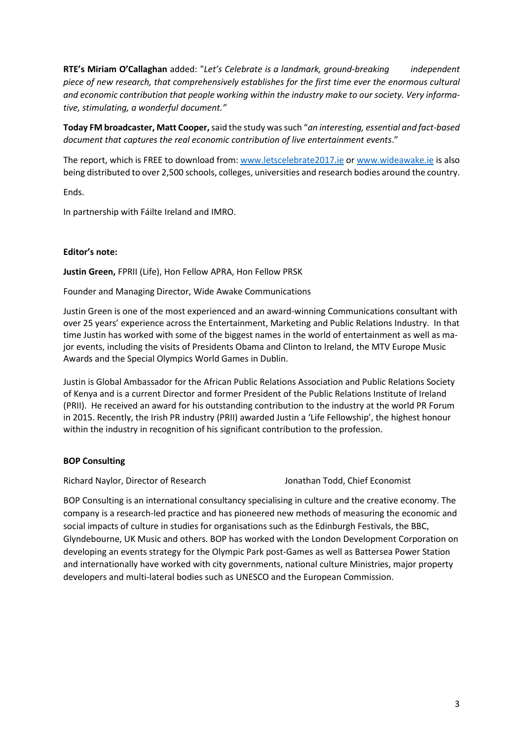**RTE's Miriam O'Callaghan** added: "*Let's Celebrate is a landmark, ground-breaking independent piece of new research, that comprehensively establishes for the first time ever the enormous cultural and economic contribution that people working within the industry make to our society. Very informative, stimulating, a wonderful document."*

**Today FM broadcaster, Matt Cooper,** said the study was such "*an interesting, essential and fact-based document that captures the real economic contribution of live entertainment events*."

The report, which is FREE to download from: www.letscelebrate2017.ie or www.wideawake.ie is also being distributed to over 2,500 schools, colleges, universities and research bodies around the country.

Ends.

In partnership with Fáilte Ireland and IMRO.

**Editor's note:**

**Justin Green,** FPRII (Life), Hon Fellow APRA, Hon Fellow PRSK

Founder and Managing Director, Wide Awake Communications

Justin Green is one of the most experienced and an award-winning Communications consultant with over 25 years' experience across the Entertainment, Marketing and Public Relations Industry. In that time Justin has worked with some of the biggest names in the world of entertainment as well as major events, including the visits of Presidents Obama and Clinton to Ireland, the MTV Europe Music Awards and the Special Olympics World Games in Dublin.

Justin is Global Ambassador for the African Public Relations Association and Public Relations Society of Kenya and is a current Director and former President of the Public Relations Institute of Ireland (PRII). He received an award for his outstanding contribution to the industry at the world PR Forum in 2015. Recently, the Irish PR industry (PRII) awarded Justin a 'Life Fellowship', the highest honour within the industry in recognition of his significant contribution to the profession.

**BOP Consulting**

Richard Naylor, Director of Research

Jonathan Todd, Chief Economist

BOP Consulting is an international consultancy specialising in culture and the creative economy. The company is a research-led practice and has pioneered new methods of measuring the economic and social impacts of culture in studies for organisations such as the Edinburgh Festivals, the BBC, Glyndebourne, UK Music and others. BOP has worked with the London Development Corporation on developing an events strategy for the Olympic Park post-Games as well as Battersea Power Station and internationally have worked with city governments, national culture Ministries, major property developers and multi-lateral bodies such as UNESCO and the European Commission.